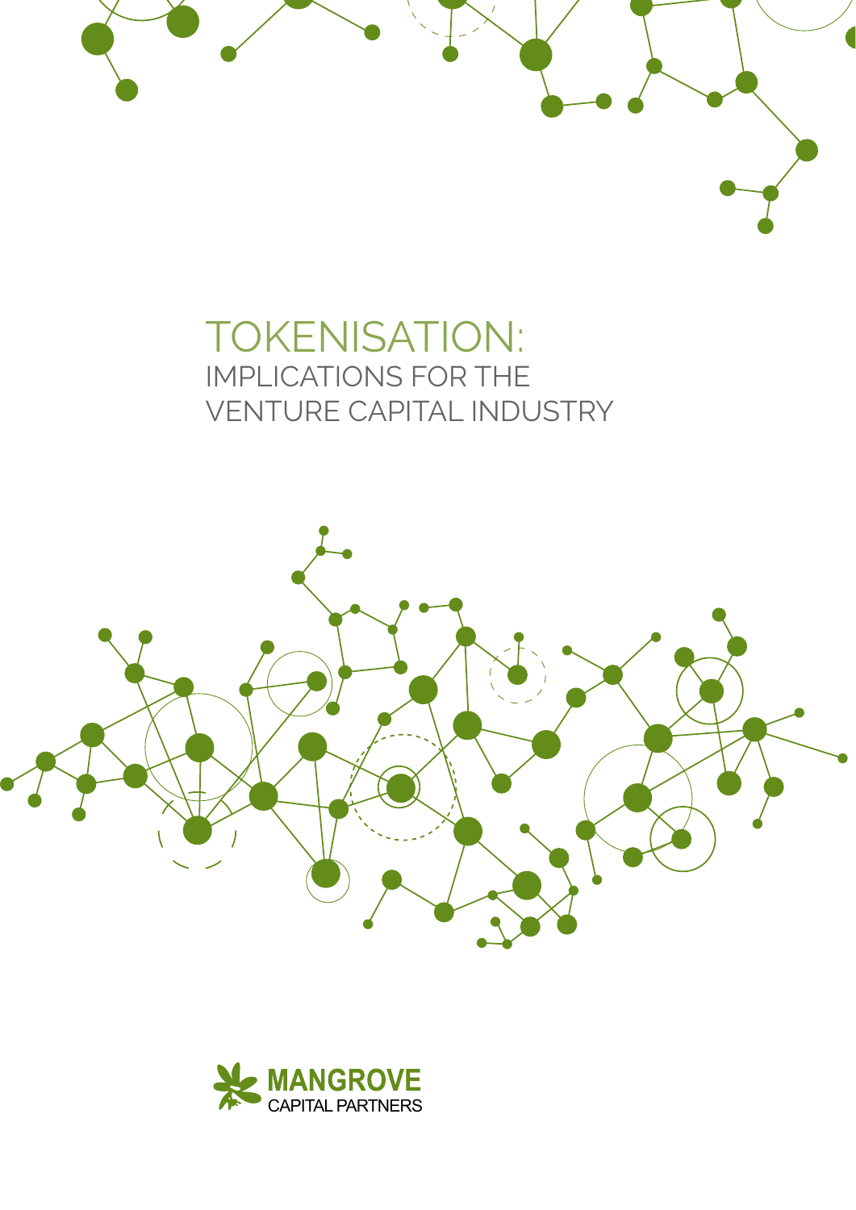# TOKENISATION:

## IMPLICATIONS FOR THE VENTURE CAPITAL INDUSTRY

MANGROVE CAPITAL PARTNERS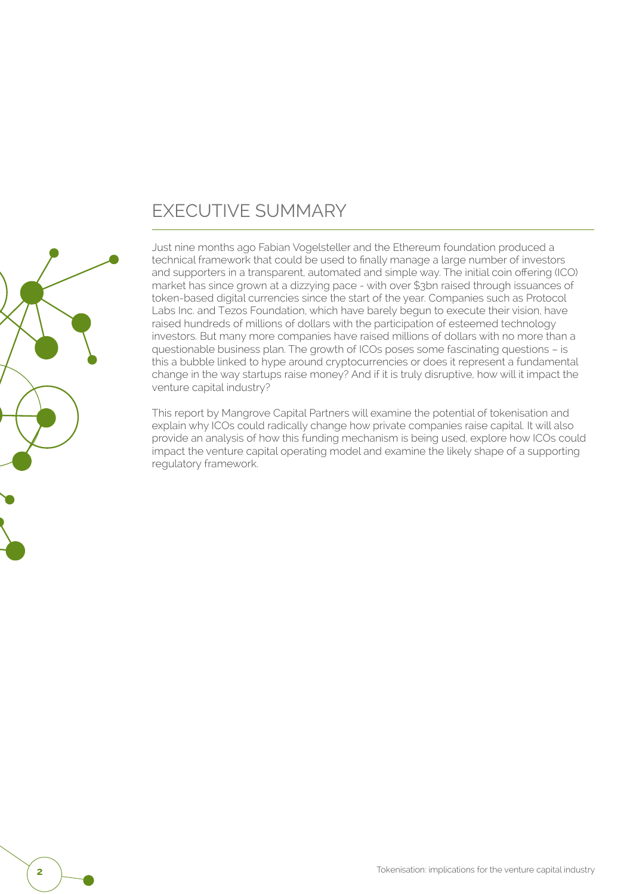# EXECUTIVE SUMMARY

Just nine months ago Fabian Vogelsteller and the Ethereum foundation produced a technical framework that could be used to finally manage a large number of investors and supporters in a transparent, automated and simple way. The initial coin offering (ICO) market has since grown at a dizzying pace - with over $3bn raised through issuances of token-based digital currencies since the start of the year. Companies such as Protocol Labs Inc. and Tezos Foundation, which have barely begun to execute their vision, have raised hundreds of millions of dollars with the participation of esteemed technology investors. But many more companies have raised millions of dollars with no more than a questionable business plan. The growth of ICOs poses some fascinating questions – is this a bubble linked to hype around cryptocurrencies or does it represent a fundamental change in the way startups raise money? And if it is truly disruptive, how will it impact the venture capital industry?

This report by Mangrove Capital Partners will examine the potential of tokenisation and explain why ICOs could radically change how private companies raise capital. It will also provide an analysis of how this funding mechanism is being used, explore how ICOs could impact the venture capital operating model and examine the likely shape of a supporting regulatory framework.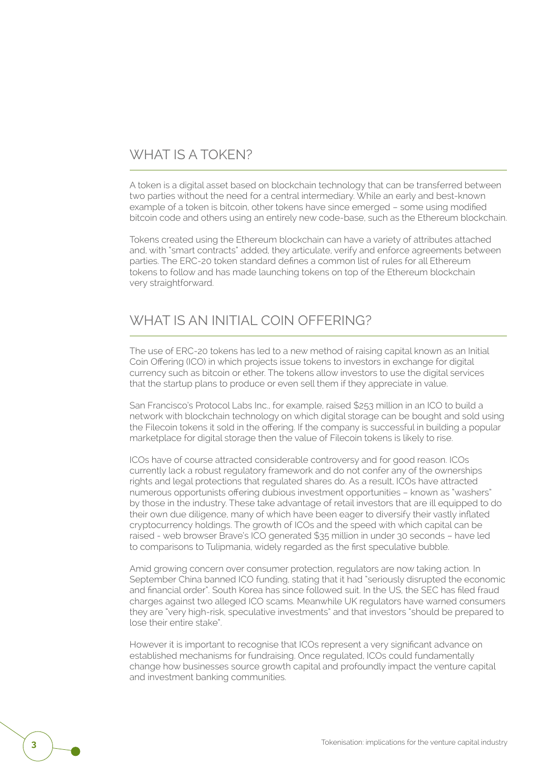## WHAT IS A TOKEN?

A token is a digital asset based on blockchain technology that can be transferred between two parties without the need for a central intermediary. While an early and best-known example of a token is bitcoin, other tokens have since emerged – some using modified bitcoin code and others using an entirely new code-base, such as the Ethereum blockchain.

Tokens created using the Ethereum blockchain can have a variety of attributes attached and, with "smart contracts" added, they articulate, verify and enforce agreements between parties. The ERC-20 token standard defines a common list of rules for all Ethereum tokens to follow and has made launching tokens on top of the Ethereum blockchain very straightforward.

## WHAT IS AN INITIAL COIN OFFERING?

The use of ERC-20 tokens has led to a new method of raising capital known as an Initial Coin Offering (ICO) in which projects issue tokens to investors in exchange for digital currency such as bitcoin or ether. The tokens allow investors to use the digital services that the startup plans to produce or even sell them if they appreciate in value.

San Francisco's Protocol Labs Inc., for example, raised $253 million in an ICO to build a network with blockchain technology on which digital storage can be bought and sold using the Filecoin tokens it sold in the offering. If the company is successful in building a popular marketplace for digital storage then the value of Filecoin tokens is likely to rise.

ICOs have of course attracted considerable controversy and for good reason. ICOs currently lack a robust regulatory framework and do not confer any of the ownerships rights and legal protections that regulated shares do. As a result, ICOs have attracted numerous opportunists offering dubious investment opportunities – known as "washers" by those in the industry. These take advantage of retail investors that are ill equipped to do their own due diligence, many of which have been eager to diversify their vastly inflated cryptocurrency holdings. The growth of ICOs and the speed with which capital can be raised - web browser Brave's ICO generated $35 million in under 30 seconds – have led to comparisons to Tulipmania, widely regarded as the first speculative bubble.

Amid growing concern over consumer protection, regulators are now taking action. In September China banned ICO funding, stating that it had "seriously disrupted the economic and financial order". South Korea has since followed suit. In the US, the SEC has filed fraud charges against two alleged ICO scams. Meanwhile UK regulators have warned consumers they are "very high-risk, speculative investments" and that investors "should be prepared to lose their entire stake".

However it is important to recognise that ICOs represent a very significant advance on established mechanisms for fundraising. Once regulated, ICOs could fundamentally change how businesses source growth capital and profoundly impact the venture capital and investment banking communities.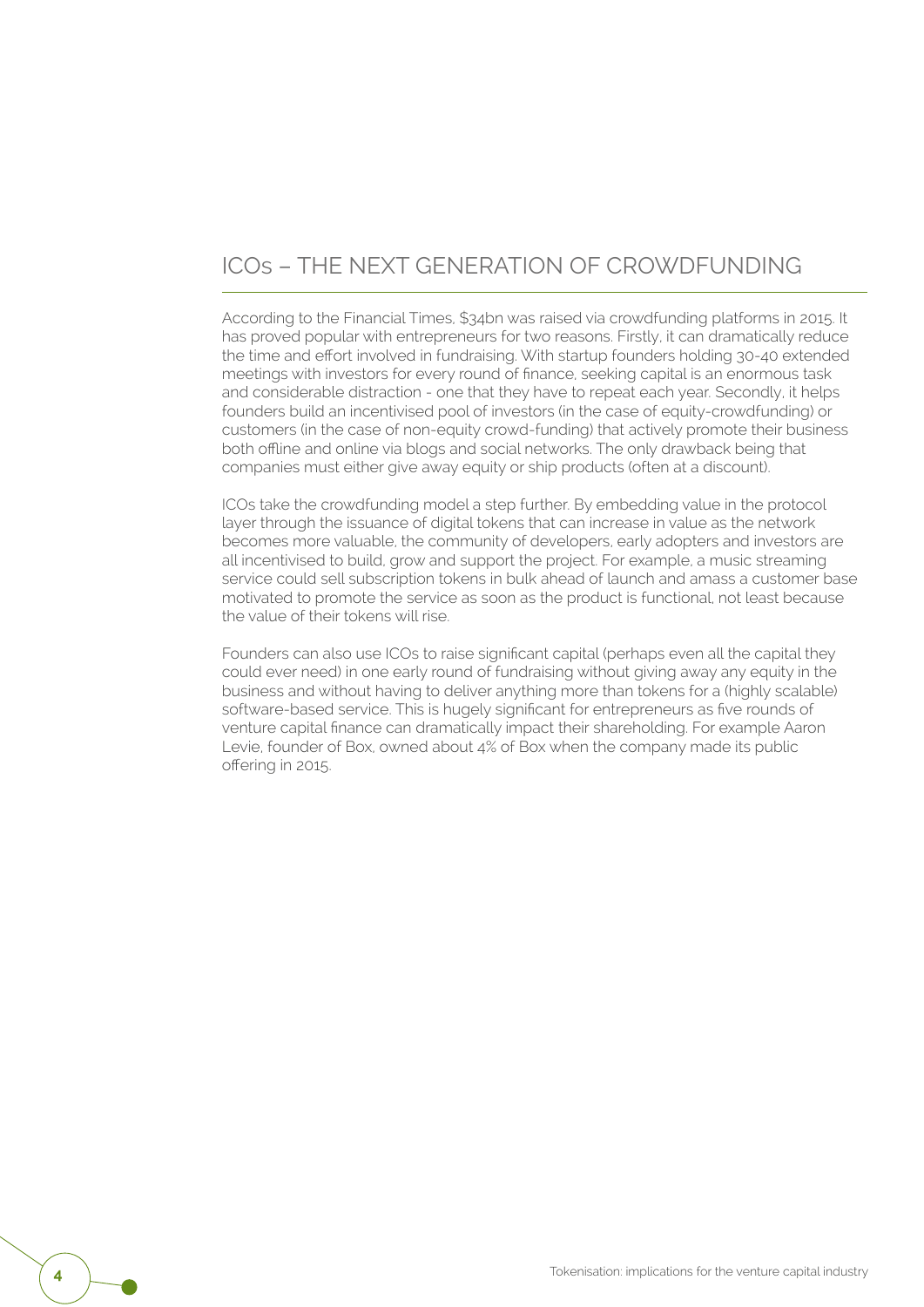## ICOs – THE NEXT GENERATION OF CROWDFUNDING

According to the Financial Times, $34bn was raised via crowdfunding platforms in 2015. It has proved popular with entrepreneurs for two reasons. Firstly, it can dramatically reduce the time and effort involved in fundraising. With startup founders holding 30-40 extended meetings with investors for every round of finance, seeking capital is an enormous task and considerable distraction - one that they have to repeat each year. Secondly, it helps founders build an incentivised pool of investors (in the case of equity-crowdfunding) or customers (in the case of non-equity crowd-funding) that actively promote their business both offline and online via blogs and social networks. The only drawback being that companies must either give away equity or ship products (often at a discount).

ICOs take the crowdfunding model a step further. By embedding value in the protocol layer through the issuance of digital tokens that can increase in value as the network becomes more valuable, the community of developers, early adopters and investors are all incentivised to build, grow and support the project. For example, a music streaming service could sell subscription tokens in bulk ahead of launch and amass a customer base motivated to promote the service as soon as the product is functional, not least because the value of their tokens will rise.

Founders can also use ICOs to raise significant capital (perhaps even all the capital they could ever need) in one early round of fundraising without giving away any equity in the business and without having to deliver anything more than tokens for a (highly scalable) software-based service. This is hugely significant for entrepreneurs as five rounds of venture capital finance can dramatically impact their shareholding. For example Aaron Levie, founder of Box, owned about 4% of Box when the company made its public offering in 2015.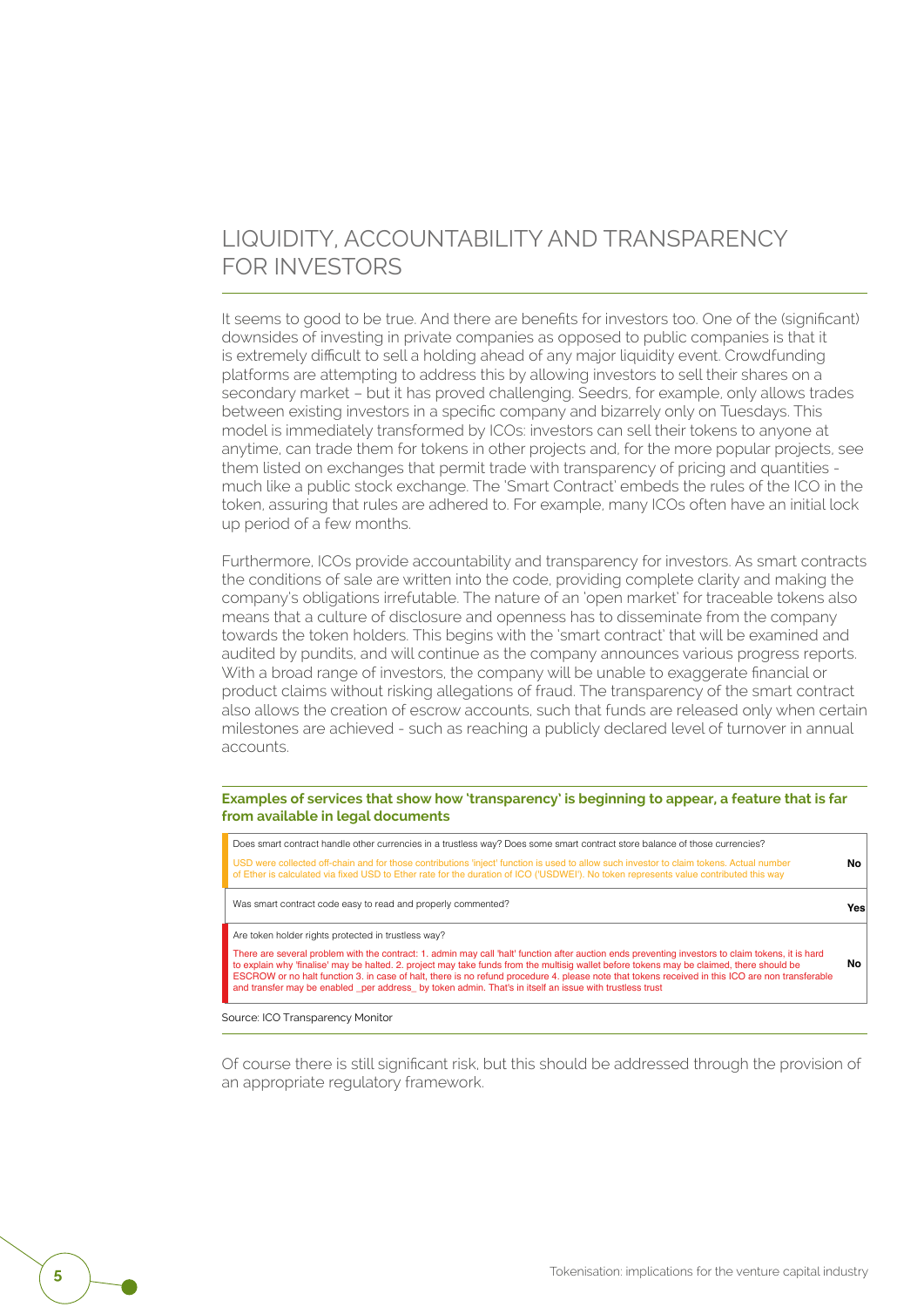## LIQUIDITY, ACCOUNTABILITY AND TRANSPARENCY FOR INVESTORS

It seems to good to be true. And there are benefits for investors too. One of the (significant) downsides of investing in private companies as opposed to public companies is that it is extremely difficult to sell a holding ahead of any major liquidity event. Crowdfunding platforms are attempting to address this by allowing investors to sell their shares on a secondary market – but it has proved challenging. Seedrs, for example, only allows trades between existing investors in a specific company and bizarrely only on Tuesdays. This model is immediately transformed by ICOs: investors can sell their tokens to anyone at anytime, can trade them for tokens in other projects and, for the more popular projects, see them listed on exchanges that permit trade with transparency of pricing and quantities - much like a public stock exchange. The 'Smart Contract' embeds the rules of the ICO in the token, assuring that rules are adhered to. For example, many ICOs often have an initial lock up period of a few months.

Furthermore, ICOs provide accountability and transparency for investors. As smart contracts the conditions of sale are written into the code, providing complete clarity and making the company's obligations irrefutable. The nature of an 'open market' for traceable tokens also means that a culture of disclosure and openness has to disseminate from the company towards the token holders. This begins with the 'smart contract' that will be examined and audited by pundits, and will continue as the company announces various progress reports. With a broad range of investors, the company will be unable to exaggerate financial or product claims without risking allegations of fraud. The transparency of the smart contract also allows the creation of escrow accounts, such that funds are released only when certain milestones are achieved - such as reaching a publicly declared level of turnover in annual accounts.

**Examples of services that show how 'transparency' is beginning to appear, a feature that is far from available in legal documents**

| Question / Comment | Answer |
|---|---|
| Does smart contract handle other currencies in a trustless way? Does some smart contract store balance of those currencies?<br>USD were collected off-chain and for those contributions 'inject' function is used to allow such investor to claim tokens. Actual number of Ether is calculated via fixed USD to Ether rate for the duration of ICO ('USDWEI'). No token represents value contributed this way | No |
| Was smart contract code easy to read and properly commented? | Yes |
| Are token holder rights protected in trustless way?<br>There are several problem with the contract: 1. admin may call 'halt' function after auction ends preventing investors to claim tokens, it is hard to explain why 'finalise' may be halted. 2. project may take funds from the multisig wallet before tokens may be claimed, there should be ESCROW or no halt function 3. in case of halt, there is no refund procedure 4. please note that tokens received in this ICO are non transferable and transfer may be enabled _per address_ by token admin. That's in itself an issue with trustless trust | No |

Source: ICO Transparency Monitor

Of course there is still significant risk, but this should be addressed through the provision of an appropriate regulatory framework.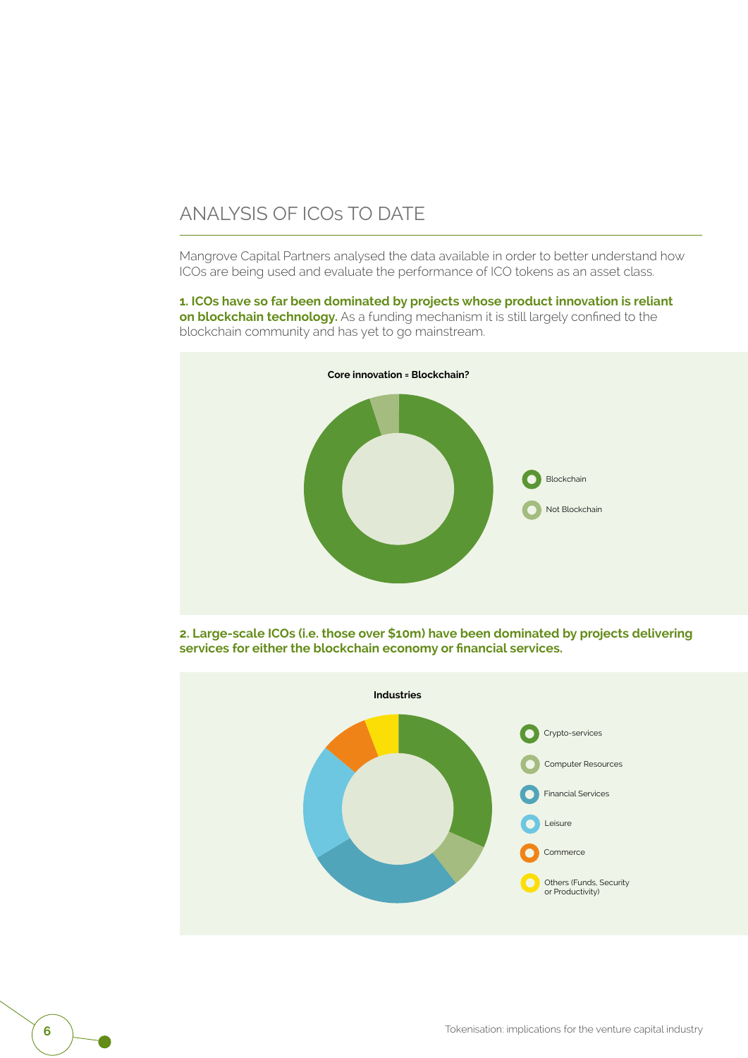## ANALYSIS OF ICOs TO DATE

Mangrove Capital Partners analysed the data available in order to better understand how ICOs are being used and evaluate the performance of ICO tokens as an asset class.

**1. ICOs have so far been dominated by projects whose product innovation is reliant on blockchain technology.** As a funding mechanism it is still largely confined to the blockchain community and has yet to go mainstream.

**Core innovation = Blockchain?**

- Blockchain
- Not Blockchain

**2. Large-scale ICOs (i.e. those over $10m) have been dominated by projects delivering services for either the blockchain economy or financial services.**

**Industries**

- Crypto-services
- Computer Resources
- Financial Services
- Leisure
- Commerce
- Others (Funds, Security or Productivity)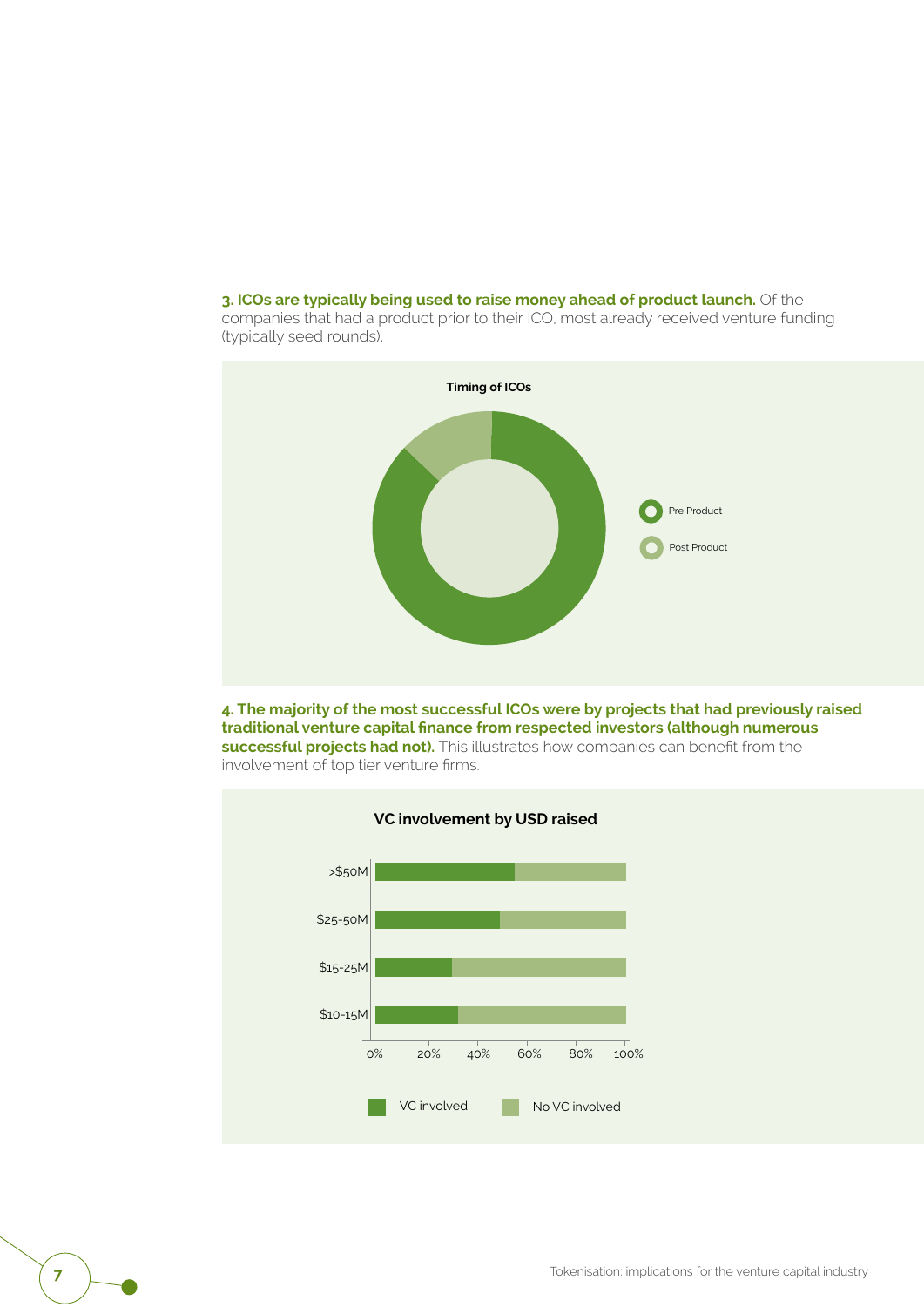**3. ICOs are typically being used to raise money ahead of product launch.** Of the companies that had a product prior to their ICO, most already received venture funding (typically seed rounds).

**Timing of ICOs**

Pre Product

Post Product

**4. The majority of the most successful ICOs were by projects that had previously raised traditional venture capital finance from respected investors (although numerous successful projects had not).** This illustrates how companies can benefit from the involvement of top tier venture firms.

**VC involvement by USD raised**

>$50M

$25-50M

$15-25M

$10-15M

0% 20% 40% 60% 80% 100%

VC involved    No VC involved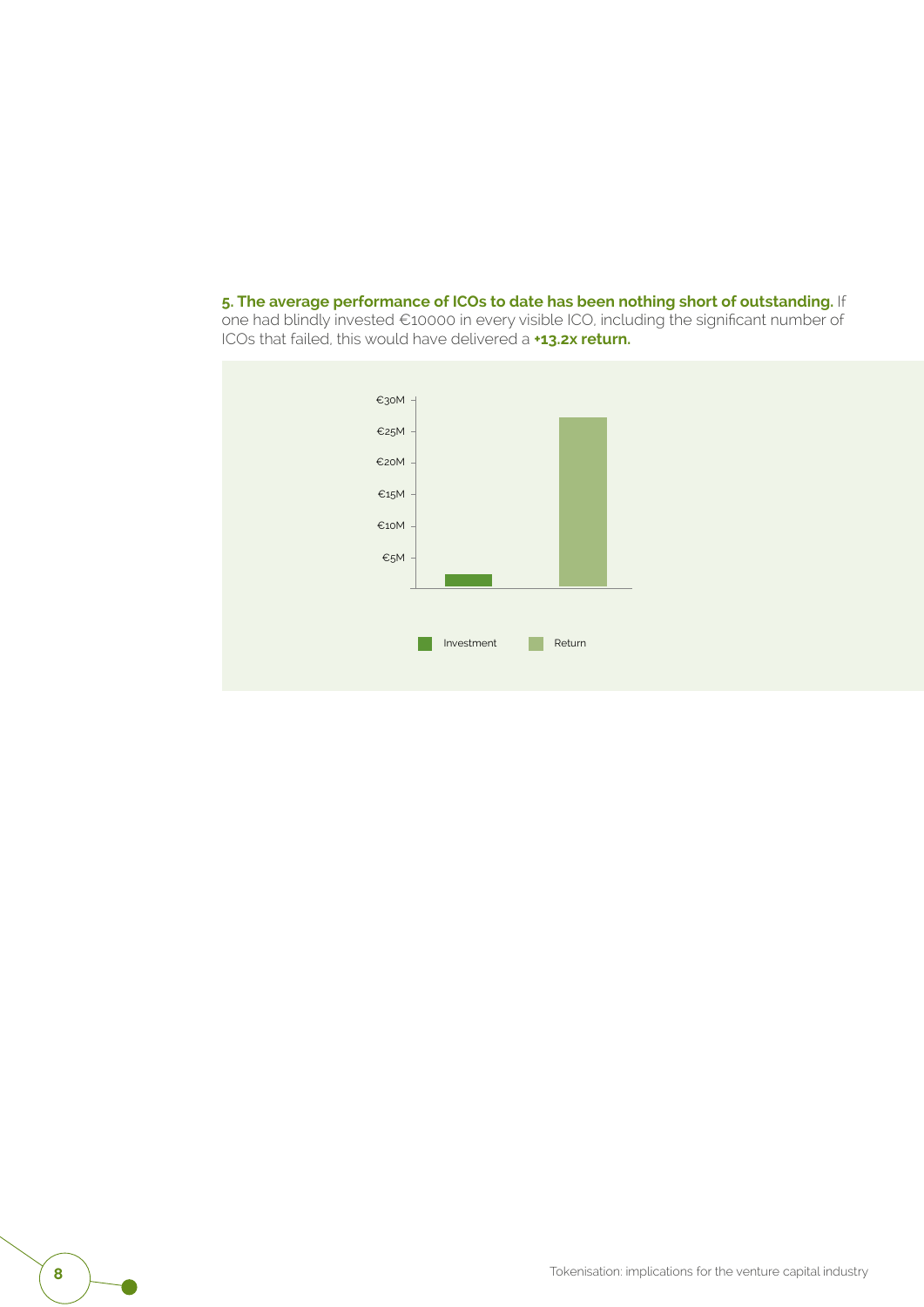**5. The average performance of ICOs to date has been nothing short of outstanding.** If one had blindly invested €10000 in every visible ICO, including the significant number of ICOs that failed, this would have delivered a **+13.2x return.**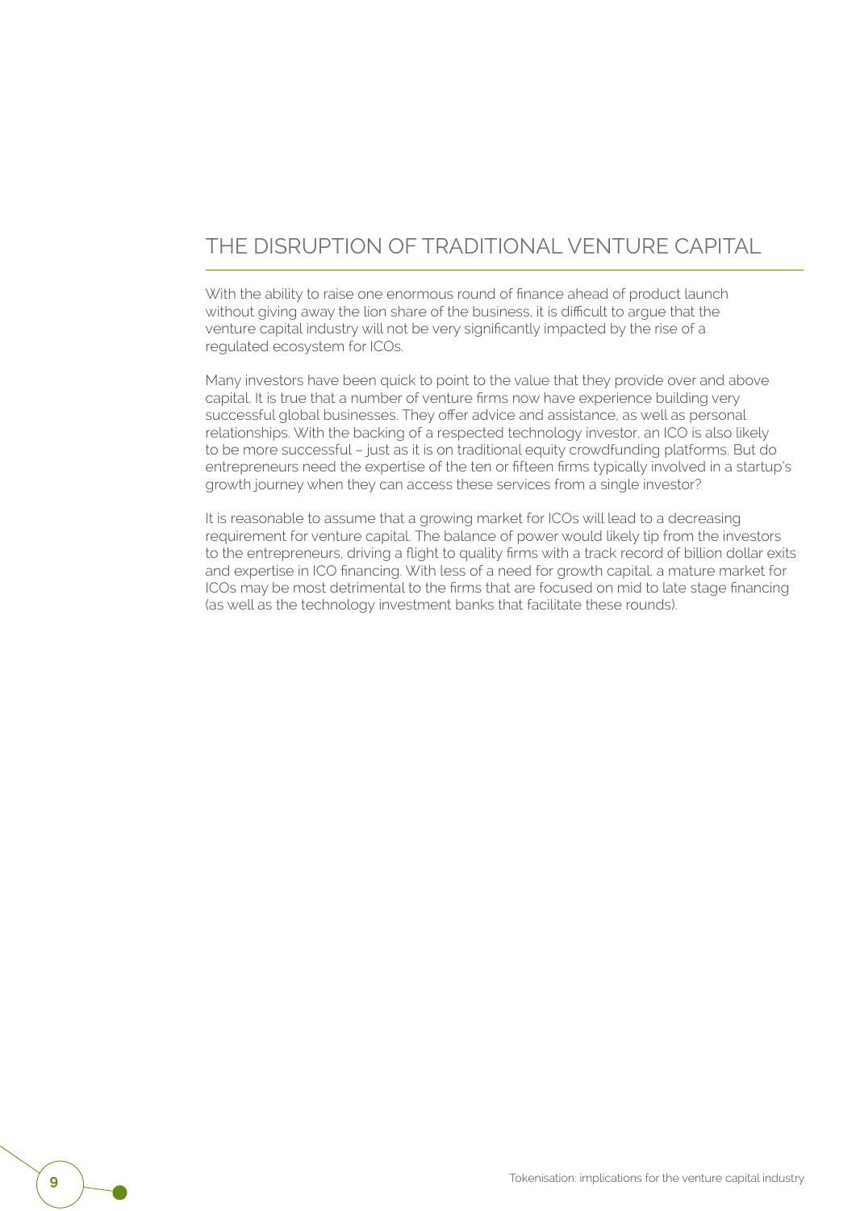## THE DISRUPTION OF TRADITIONAL VENTURE CAPITAL

With the ability to raise one enormous round of finance ahead of product launch without giving away the lion share of the business, it is difficult to argue that the venture capital industry will not be very significantly impacted by the rise of a regulated ecosystem for ICOs.

Many investors have been quick to point to the value that they provide over and above capital. It is true that a number of venture firms now have experience building very successful global businesses. They offer advice and assistance, as well as personal relationships. With the backing of a respected technology investor, an ICO is also likely to be more successful – just as it is on traditional equity crowdfunding platforms. But do entrepreneurs need the expertise of the ten or fifteen firms typically involved in a startup's growth journey when they can access these services from a single investor?

It is reasonable to assume that a growing market for ICOs will lead to a decreasing requirement for venture capital. The balance of power would likely tip from the investors to the entrepreneurs, driving a flight to quality firms with a track record of billion dollar exits and expertise in ICO financing. With less of a need for growth capital, a mature market for ICOs may be most detrimental to the firms that are focused on mid to late stage financing (as well as the technology investment banks that facilitate these rounds).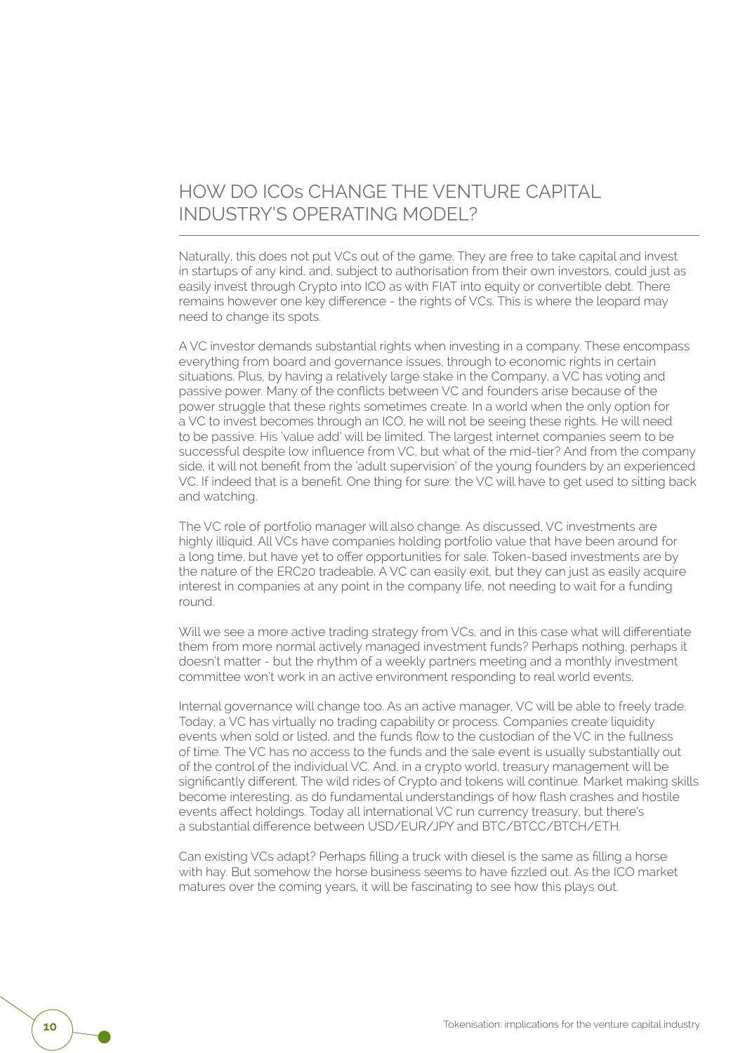## HOW DO ICOs CHANGE THE VENTURE CAPITAL INDUSTRY'S OPERATING MODEL?

Naturally, this does not put VCs out of the game. They are free to take capital and invest in startups of any kind, and, subject to authorisation from their own investors, could just as easily invest through Crypto into ICO as with FIAT into equity or convertible debt. There remains however one key difference - the rights of VCs. This is where the leopard may need to change its spots.

A VC investor demands substantial rights when investing in a company. These encompass everything from board and governance issues, through to economic rights in certain situations. Plus, by having a relatively large stake in the Company, a VC has voting and passive power. Many of the conflicts between VC and founders arise because of the power struggle that these rights sometimes create. In a world when the only option for a VC to invest becomes through an ICO, he will not be seeing these rights. He will need to be passive. His 'value add' will be limited. The largest internet companies seem to be successful despite low influence from VC, but what of the mid-tier? And from the company side, it will not benefit from the 'adult supervision' of the young founders by an experienced VC. If indeed that is a benefit. One thing for sure: the VC will have to get used to sitting back and watching.

The VC role of portfolio manager will also change. As discussed, VC investments are highly illiquid. All VCs have companies holding portfolio value that have been around for a long time, but have yet to offer opportunities for sale. Token-based investments are by the nature of the ERC20 tradeable. A VC can easily exit, but they can just as easily acquire interest in companies at any point in the company life, not needing to wait for a funding round.

Will we see a more active trading strategy from VCs, and in this case what will differentiate them from more normal actively managed investment funds? Perhaps nothing, perhaps it doesn't matter - but the rhythm of a weekly partners meeting and a monthly investment committee won't work in an active environment responding to real world events.

Internal governance will change too. As an active manager, VC will be able to freely trade. Today, a VC has virtually no trading capability or process. Companies create liquidity events when sold or listed, and the funds flow to the custodian of the VC in the fullness of time. The VC has no access to the funds and the sale event is usually substantially out of the control of the individual VC. And, in a crypto world, treasury management will be significantly different. The wild rides of Crypto and tokens will continue. Market making skills become interesting, as do fundamental understandings of how flash crashes and hostile events affect holdings. Today all international VC run currency treasury, but there's a substantial difference between USD/EUR/JPY and BTC/BTCC/BTCH/ETH.

Can existing VCs adapt? Perhaps filling a truck with diesel is the same as filling a horse with hay. But somehow the horse business seems to have fizzled out. As the ICO market matures over the coming years, it will be fascinating to see how this plays out.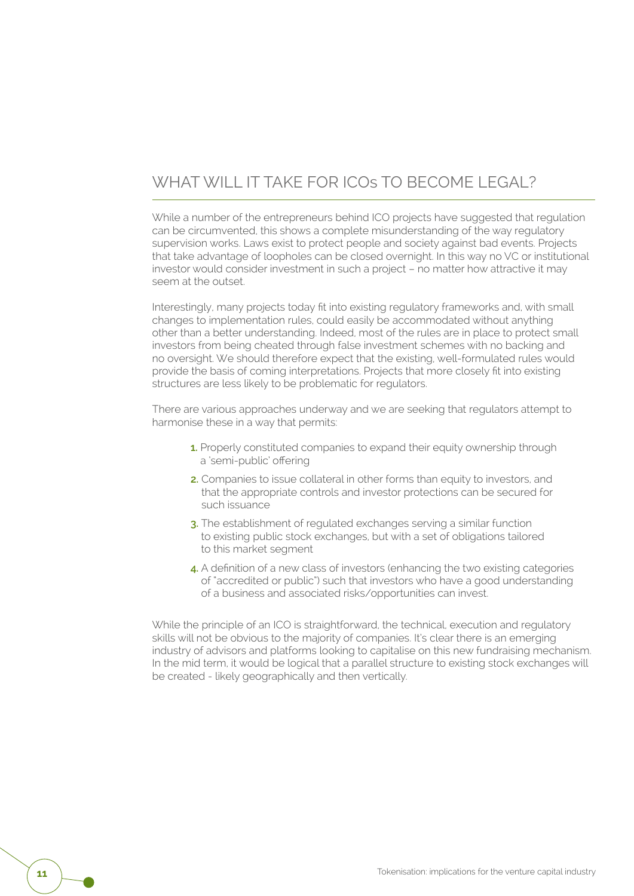## WHAT WILL IT TAKE FOR ICOs TO BECOME LEGAL?

While a number of the entrepreneurs behind ICO projects have suggested that regulation can be circumvented, this shows a complete misunderstanding of the way regulatory supervision works. Laws exist to protect people and society against bad events. Projects that take advantage of loopholes can be closed overnight. In this way no VC or institutional investor would consider investment in such a project – no matter how attractive it may seem at the outset.

Interestingly, many projects today fit into existing regulatory frameworks and, with small changes to implementation rules, could easily be accommodated without anything other than a better understanding. Indeed, most of the rules are in place to protect small investors from being cheated through false investment schemes with no backing and no oversight. We should therefore expect that the existing, well-formulated rules would provide the basis of coming interpretations. Projects that more closely fit into existing structures are less likely to be problematic for regulators.

There are various approaches underway and we are seeking that regulators attempt to harmonise these in a way that permits:

1. Properly constituted companies to expand their equity ownership through a 'semi-public' offering
2. Companies to issue collateral in other forms than equity to investors, and that the appropriate controls and investor protections can be secured for such issuance
3. The establishment of regulated exchanges serving a similar function to existing public stock exchanges, but with a set of obligations tailored to this market segment
4. A definition of a new class of investors (enhancing the two existing categories of "accredited or public") such that investors who have a good understanding of a business and associated risks/opportunities can invest.

While the principle of an ICO is straightforward, the technical, execution and regulatory skills will not be obvious to the majority of companies. It's clear there is an emerging industry of advisors and platforms looking to capitalise on this new fundraising mechanism. In the mid term, it would be logical that a parallel structure to existing stock exchanges will be created - likely geographically and then vertically.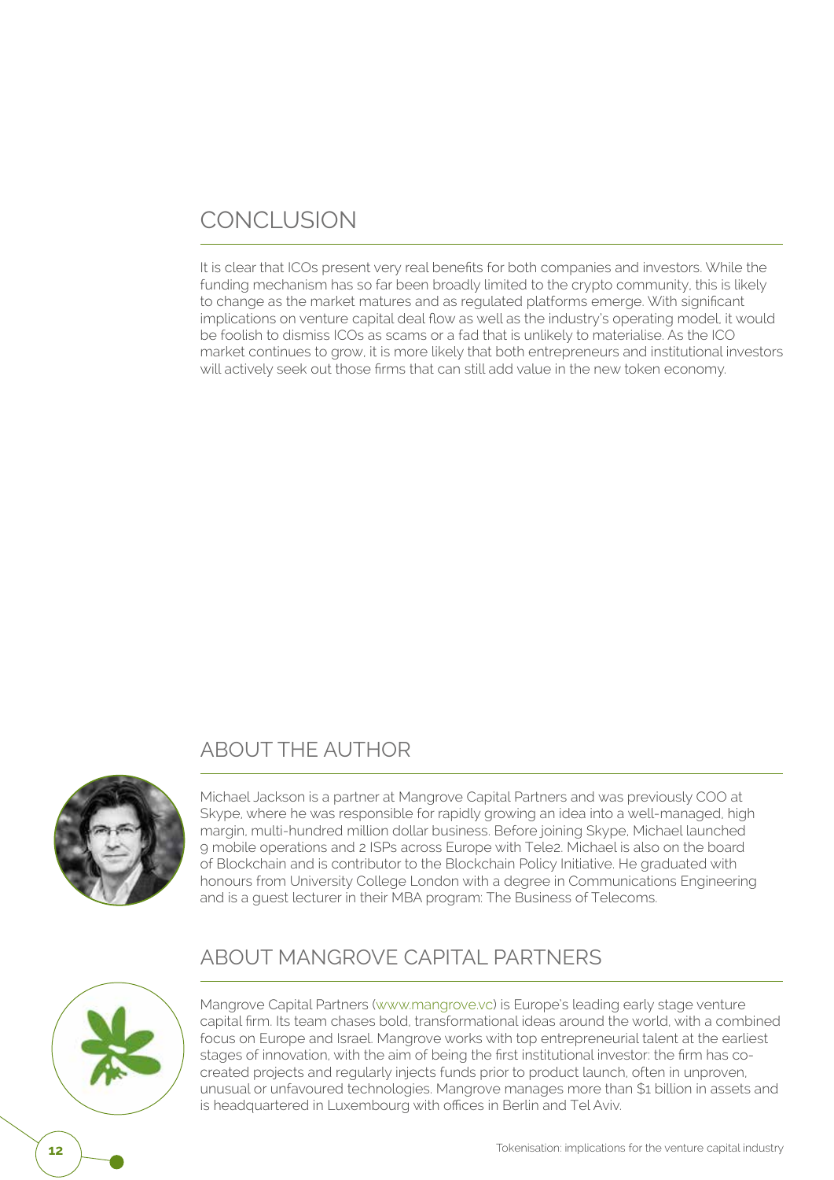## CONCLUSION

It is clear that ICOs present very real benefits for both companies and investors. While the funding mechanism has so far been broadly limited to the crypto community, this is likely to change as the market matures and as regulated platforms emerge. With significant implications on venture capital deal flow as well as the industry's operating model, it would be foolish to dismiss ICOs as scams or a fad that is unlikely to materialise. As the ICO market continues to grow, it is more likely that both entrepreneurs and institutional investors will actively seek out those firms that can still add value in the new token economy.

## ABOUT THE AUTHOR

Michael Jackson is a partner at Mangrove Capital Partners and was previously COO at Skype, where he was responsible for rapidly growing an idea into a well-managed, high margin, multi-hundred million dollar business. Before joining Skype, Michael launched 9 mobile operations and 2 ISPs across Europe with Tele2. Michael is also on the board of Blockchain and is contributor to the Blockchain Policy Initiative. He graduated with honours from University College London with a degree in Communications Engineering and is a guest lecturer in their MBA program: The Business of Telecoms.

## ABOUT MANGROVE CAPITAL PARTNERS

Mangrove Capital Partners (www.mangrove.vc) is Europe's leading early stage venture capital firm. Its team chases bold, transformational ideas around the world, with a combined focus on Europe and Israel. Mangrove works with top entrepreneurial talent at the earliest stages of innovation, with the aim of being the first institutional investor: the firm has co-created projects and regularly injects funds prior to product launch, often in unproven, unusual or unfavoured technologies. Mangrove manages more than $1 billion in assets and is headquartered in Luxembourg with offices in Berlin and Tel Aviv.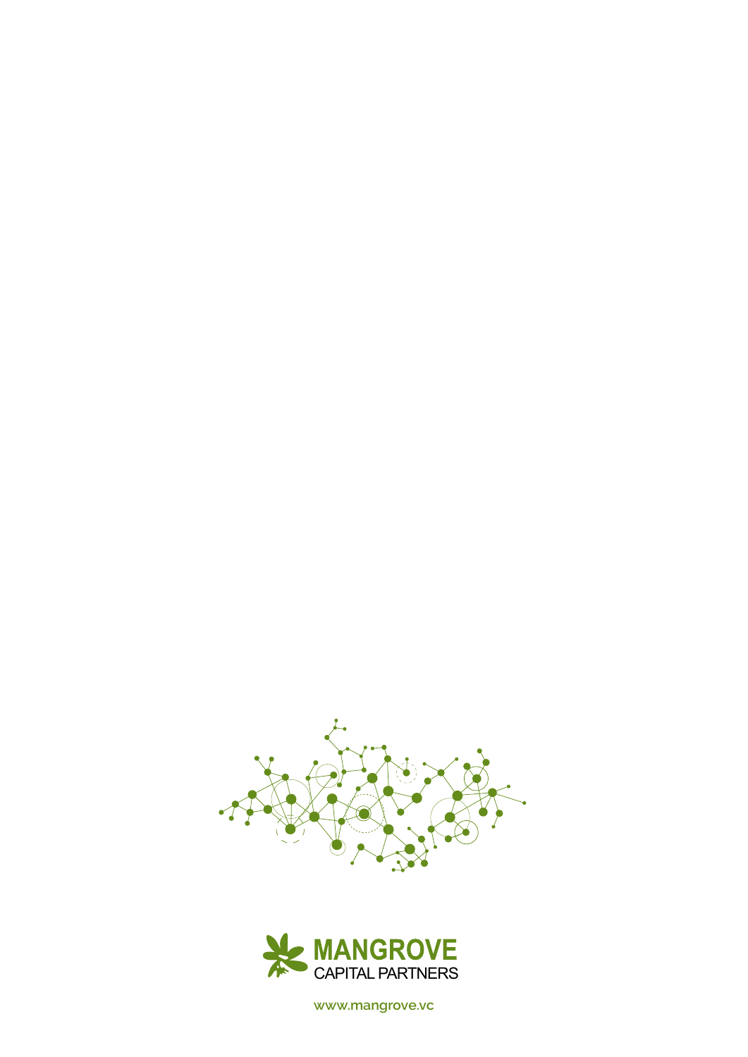MANGROVE
CAPITAL PARTNERS

www.mangrove.vc